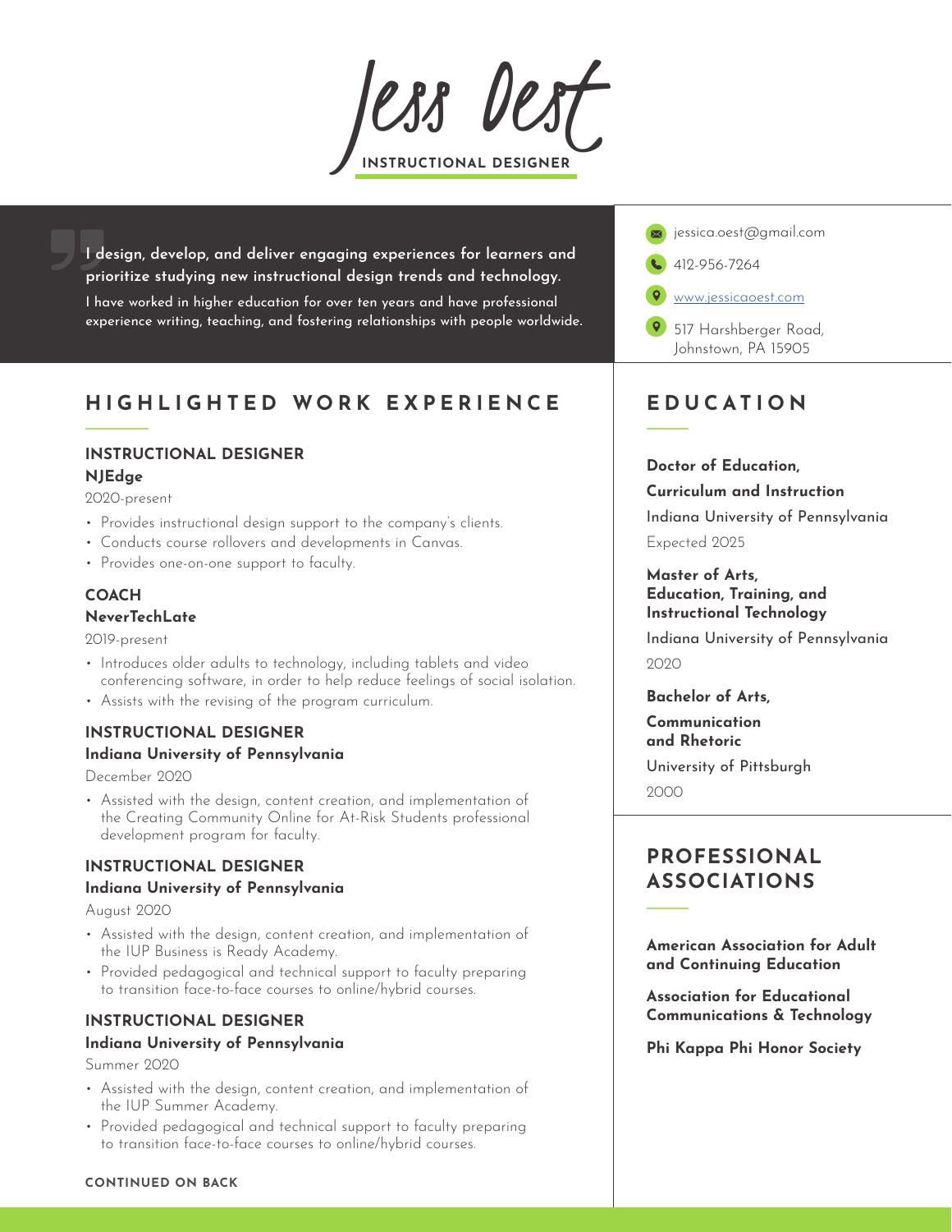# Jess Oest

**INSTRUCTIONAL DESIGNER**

**I design, develop, and deliver engaging experiences for learners and prioritize studying new instructional design trends and technology.**

I have worked in higher education for over ten years and have professional experience writing, teaching, and fostering relationships with people worldwide.

jessica.oest@gmail.com

412-956-7264

www.jessicaoest.com

517 Harshberger Road,
Johnstown, PA 15905

## HIGHLIGHTED WORK EXPERIENCE

### INSTRUCTIONAL DESIGNER
**NJEdge**

2020-present

- Provides instructional design support to the company's clients.
- Conducts course rollovers and developments in Canvas.
- Provides one-on-one support to faculty.

### COACH
**NeverTechLate**

2019-present

- Introduces older adults to technology, including tablets and video conferencing software, in order to help reduce feelings of social isolation.
- Assists with the revising of the program curriculum.

### INSTRUCTIONAL DESIGNER
**Indiana University of Pennsylvania**

December 2020

- Assisted with the design, content creation, and implementation of the Creating Community Online for At-Risk Students professional development program for faculty.

### INSTRUCTIONAL DESIGNER
**Indiana University of Pennsylvania**

August 2020

- Assisted with the design, content creation, and implementation of the IUP Business is Ready Academy.
- Provided pedagogical and technical support to faculty preparing to transition face-to-face courses to online/hybrid courses.

### INSTRUCTIONAL DESIGNER
**Indiana University of Pennsylvania**

Summer 2020

- Assisted with the design, content creation, and implementation of the IUP Summer Academy.
- Provided pedagogical and technical support to faculty preparing to transition face-to-face courses to online/hybrid courses.

**CONTINUED ON BACK**

## EDUCATION

**Doctor of Education,
Curriculum and Instruction**

Indiana University of Pennsylvania

Expected 2025

**Master of Arts,
Education, Training, and Instructional Technology**

Indiana University of Pennsylvania

2020

**Bachelor of Arts,
Communication and Rhetoric**

University of Pittsburgh

2000

## PROFESSIONAL ASSOCIATIONS

**American Association for Adult and Continuing Education**

**Association for Educational Communications & Technology**

**Phi Kappa Phi Honor Society**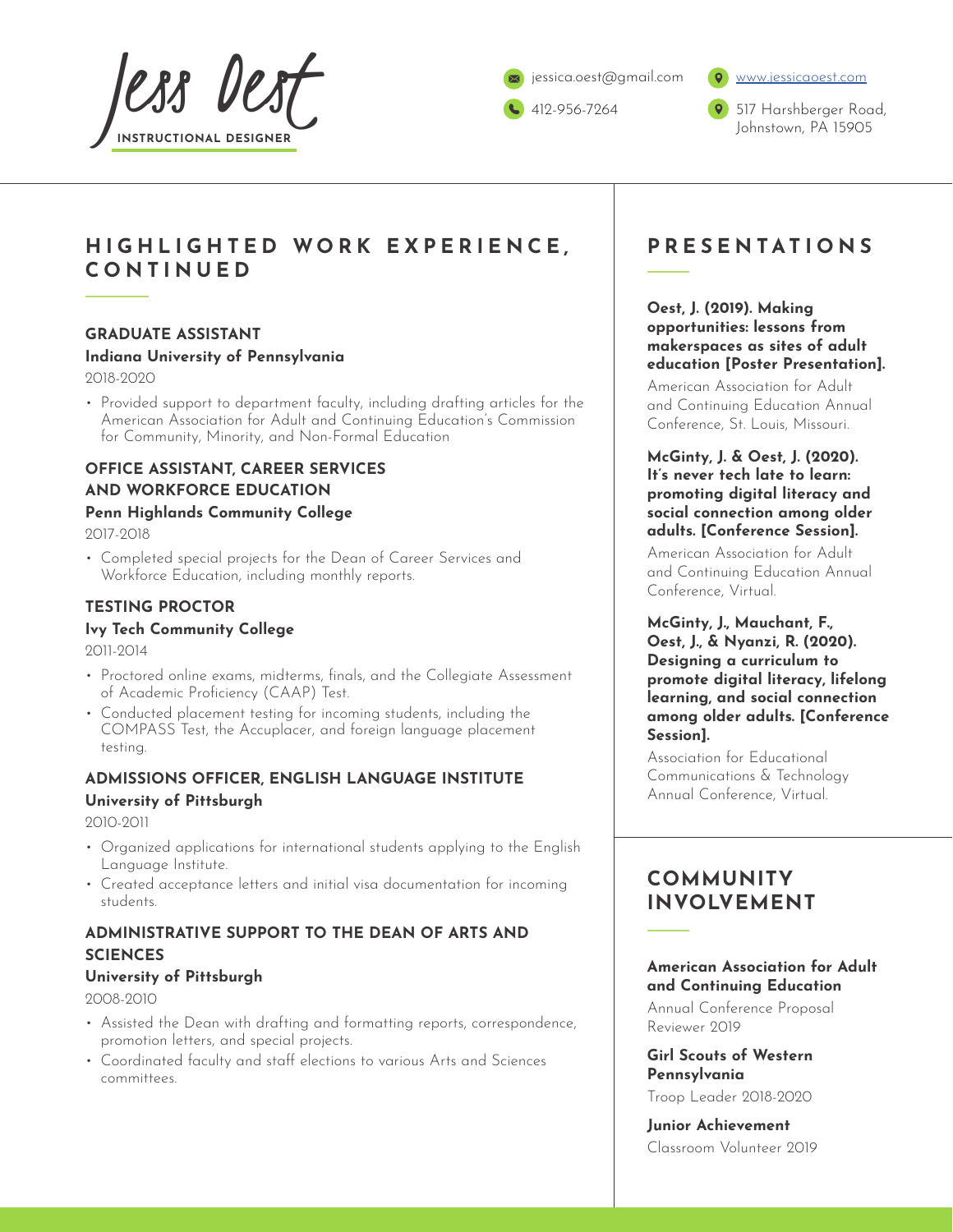# Jess Oest

**INSTRUCTIONAL DESIGNER**

jessica.oest@gmail.com
412-956-7264
www.jessicaoest.com
517 Harshberger Road, Johnstown, PA 15905

## HIGHLIGHTED WORK EXPERIENCE, CONTINUED

### GRADUATE ASSISTANT

**Indiana University of Pennsylvania**

2018-2020

- Provided support to department faculty, including drafting articles for the American Association for Adult and Continuing Education's Commission for Community, Minority, and Non-Formal Education

### OFFICE ASSISTANT, CAREER SERVICES AND WORKFORCE EDUCATION

**Penn Highlands Community College**

2017-2018

- Completed special projects for the Dean of Career Services and Workforce Education, including monthly reports.

### TESTING PROCTOR

**Ivy Tech Community College**

2011-2014

- Proctored online exams, midterms, finals, and the Collegiate Assessment of Academic Proficiency (CAAP) Test.
- Conducted placement testing for incoming students, including the COMPASS Test, the Accuplacer, and foreign language placement testing.

### ADMISSIONS OFFICER, ENGLISH LANGUAGE INSTITUTE

**University of Pittsburgh**

2010-2011

- Organized applications for international students applying to the English Language Institute.
- Created acceptance letters and initial visa documentation for incoming students.

### ADMINISTRATIVE SUPPORT TO THE DEAN OF ARTS AND SCIENCES

**University of Pittsburgh**

2008-2010

- Assisted the Dean with drafting and formatting reports, correspondence, promotion letters, and special projects.
- Coordinated faculty and staff elections to various Arts and Sciences committees.

## PRESENTATIONS

**Oest, J. (2019). Making opportunities: lessons from makerspaces as sites of adult education [Poster Presentation].**

American Association for Adult and Continuing Education Annual Conference, St. Louis, Missouri.

**McGinty, J. & Oest, J. (2020). It's never tech late to learn: promoting digital literacy and social connection among older adults. [Conference Session].**

American Association for Adult and Continuing Education Annual Conference, Virtual.

**McGinty, J., Mauchant, F., Oest, J., & Nyanzi, R. (2020). Designing a curriculum to promote digital literacy, lifelong learning, and social connection among older adults. [Conference Session].**

Association for Educational Communications & Technology Annual Conference, Virtual.

## COMMUNITY INVOLVEMENT

**American Association for Adult and Continuing Education**

Annual Conference Proposal Reviewer 2019

**Girl Scouts of Western Pennsylvania**

Troop Leader 2018-2020

**Junior Achievement**

Classroom Volunteer 2019